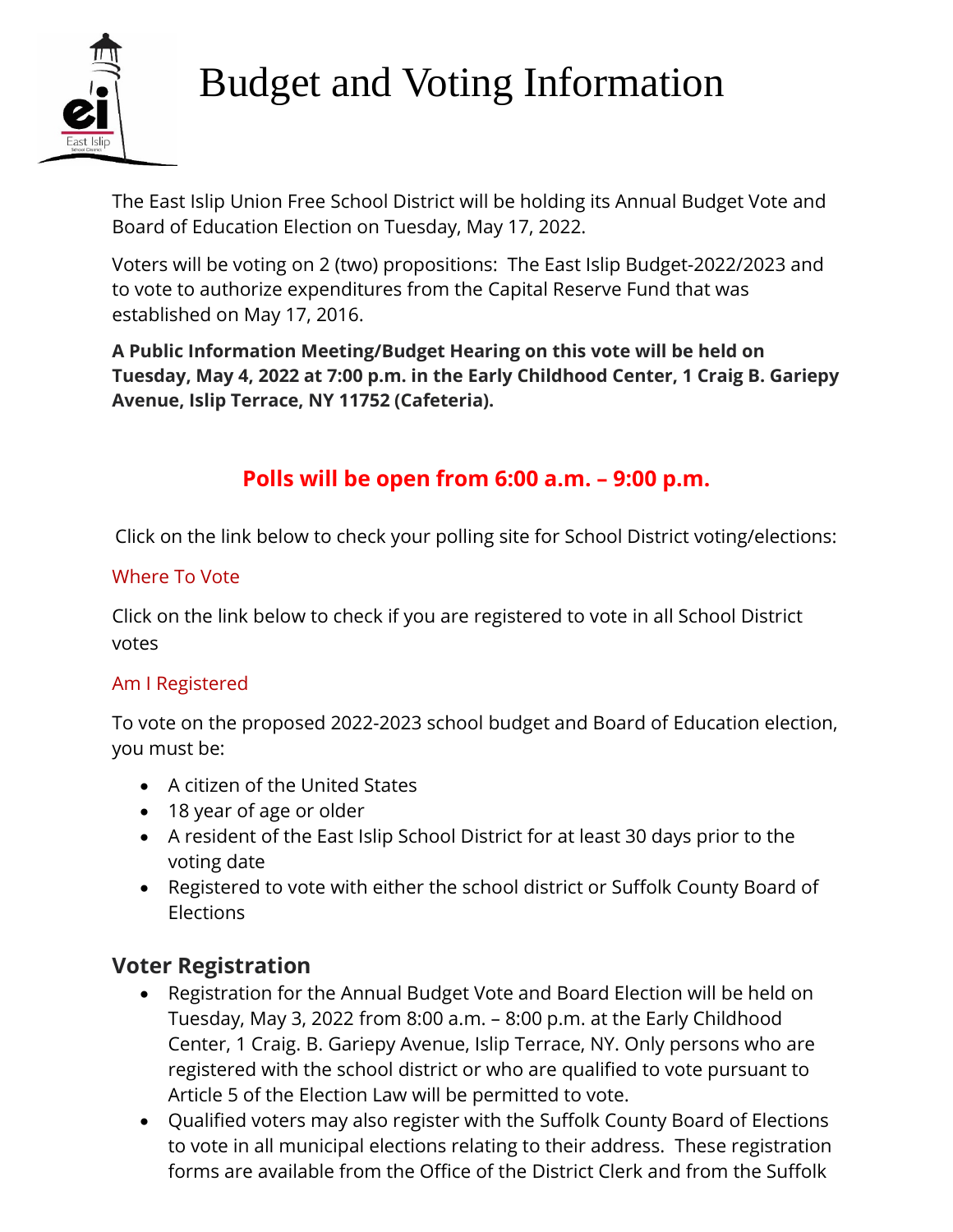# Budget and Voting Information

The East Islip Union Free School District will be holding its Annual Budget Vote and Board of Education Election on Tuesday, May 17, 2022.

Voters will be voting on 2 (two) propositions: The East Islip Budget-2022/2023 and to vote to authorize expenditures from the Capital Reserve Fund that was established on May 17, 2016.

**A Public Information Meeting/Budget Hearing on this vote will be held on Tuesday, May 4, 2022 at 7:00 p.m. in the Early Childhood Center, 1 Craig B. Gariepy Avenue, Islip Terrace, NY 11752 (Cafeteria).**

**Polls will be open from 6:00 a.m. – 9:00 p.m.**

Click on the link below to check your polling site for School District voting/elections:

Where To Vote

Click on the link below to check if you are registered to vote in all School District votes

Am I Registered

To vote on the proposed 2022-2023 school budget and Board of Education election, you must be:

- A citizen of the United States
- 18 year of age or older
- A resident of the East Islip School District for at least 30 days prior to the voting date
- Registered to vote with either the school district or Suffolk County Board of Elections

## Voter Registration

- Registration for the Annual Budget Vote and Board Election will be held on Tuesday, May 3, 2022 from 8:00 a.m. – 8:00 p.m. at the Early Childhood Center, 1 Craig. B. Gariepy Avenue, Islip Terrace, NY. Only persons who are registered with the school district or who are qualified to vote pursuant to Article 5 of the Election Law will be permitted to vote.
- Qualified voters may also register with the Suffolk County Board of Elections to vote in all municipal elections relating to their address. These registration forms are available from the Office of the District Clerk and from the Suffolk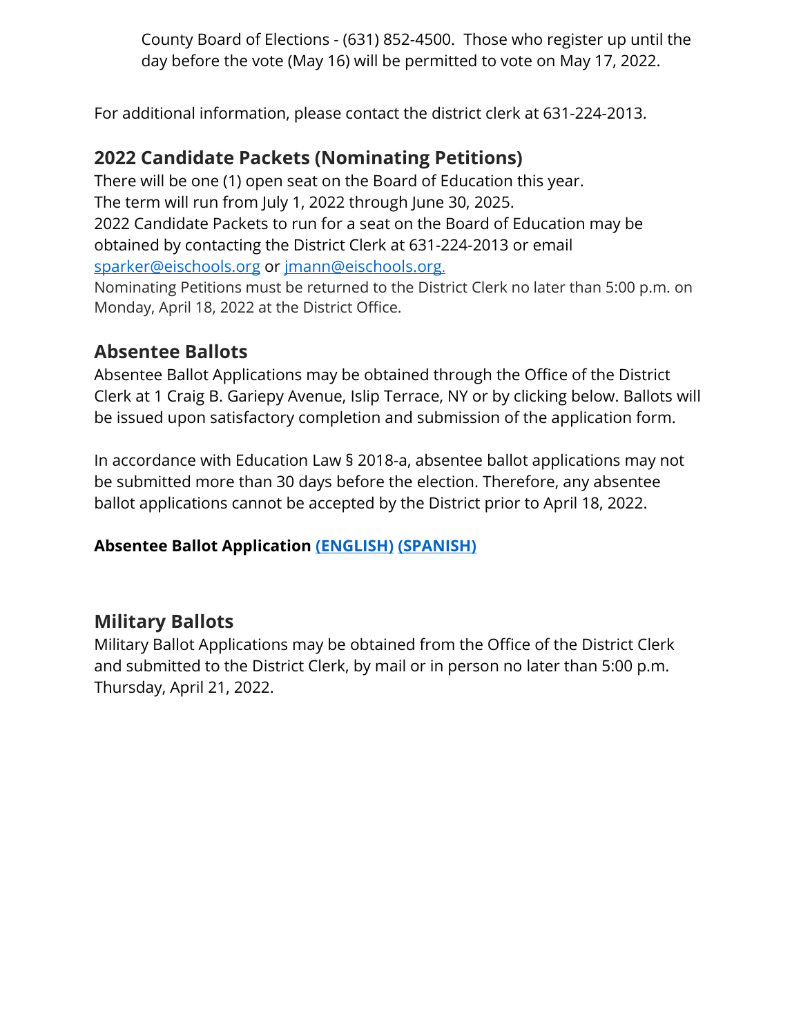County Board of Elections - (631) 852-4500. Those who register up until the day before the vote (May 16) will be permitted to vote on May 17, 2022.

For additional information, please contact the district clerk at 631-224-2013.

## 2022 Candidate Packets (Nominating Petitions)

There will be one (1) open seat on the Board of Education this year.
The term will run from July 1, 2022 through June 30, 2025.
2022 Candidate Packets to run for a seat on the Board of Education may be obtained by contacting the District Clerk at 631-224-2013 or email sparker@eischools.org or jmann@eischools.org.
Nominating Petitions must be returned to the District Clerk no later than 5:00 p.m. on Monday, April 18, 2022 at the District Office.

## Absentee Ballots

Absentee Ballot Applications may be obtained through the Office of the District Clerk at 1 Craig B. Gariepy Avenue, Islip Terrace, NY or by clicking below. Ballots will be issued upon satisfactory completion and submission of the application form.

In accordance with Education Law § 2018-a, absentee ballot applications may not be submitted more than 30 days before the election. Therefore, any absentee ballot applications cannot be accepted by the District prior to April 18, 2022.

**Absentee Ballot Application (ENGLISH) (SPANISH)**

## Military Ballots

Military Ballot Applications may be obtained from the Office of the District Clerk and submitted to the District Clerk, by mail or in person no later than 5:00 p.m. Thursday, April 21, 2022.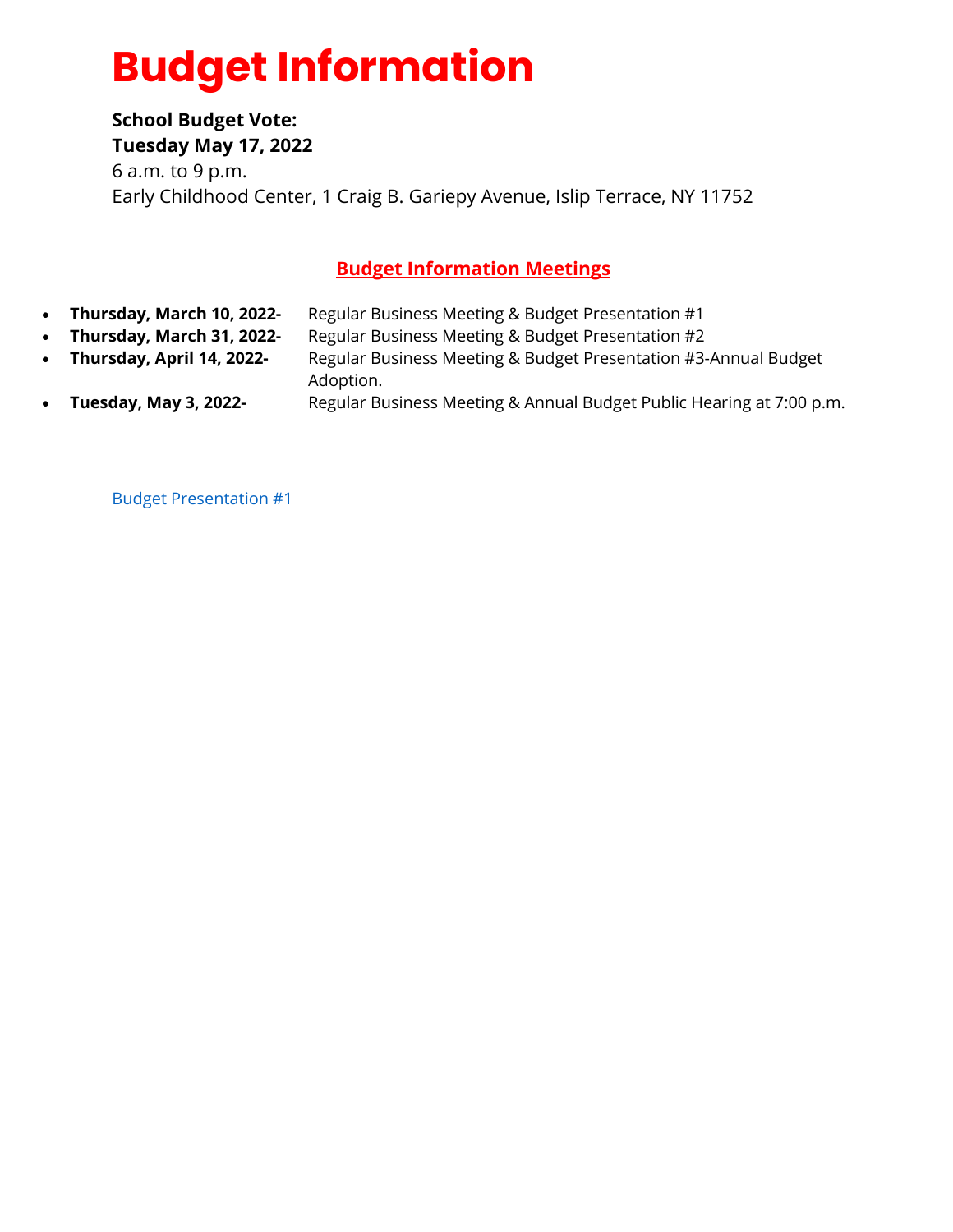# Budget Information

**School Budget Vote:**
**Tuesday May 17, 2022**
6 a.m. to 9 p.m.
Early Childhood Center, 1 Craig B. Gariepy Avenue, Islip Terrace, NY 11752

## Budget Information Meetings

- **Thursday, March 10, 2022-** Regular Business Meeting & Budget Presentation #1
- **Thursday, March 31, 2022-** Regular Business Meeting & Budget Presentation #2
- **Thursday, April 14, 2022-** Regular Business Meeting & Budget Presentation #3-Annual Budget Adoption.
- **Tuesday, May 3, 2022-** Regular Business Meeting & Annual Budget Public Hearing at 7:00 p.m.

Budget Presentation #1